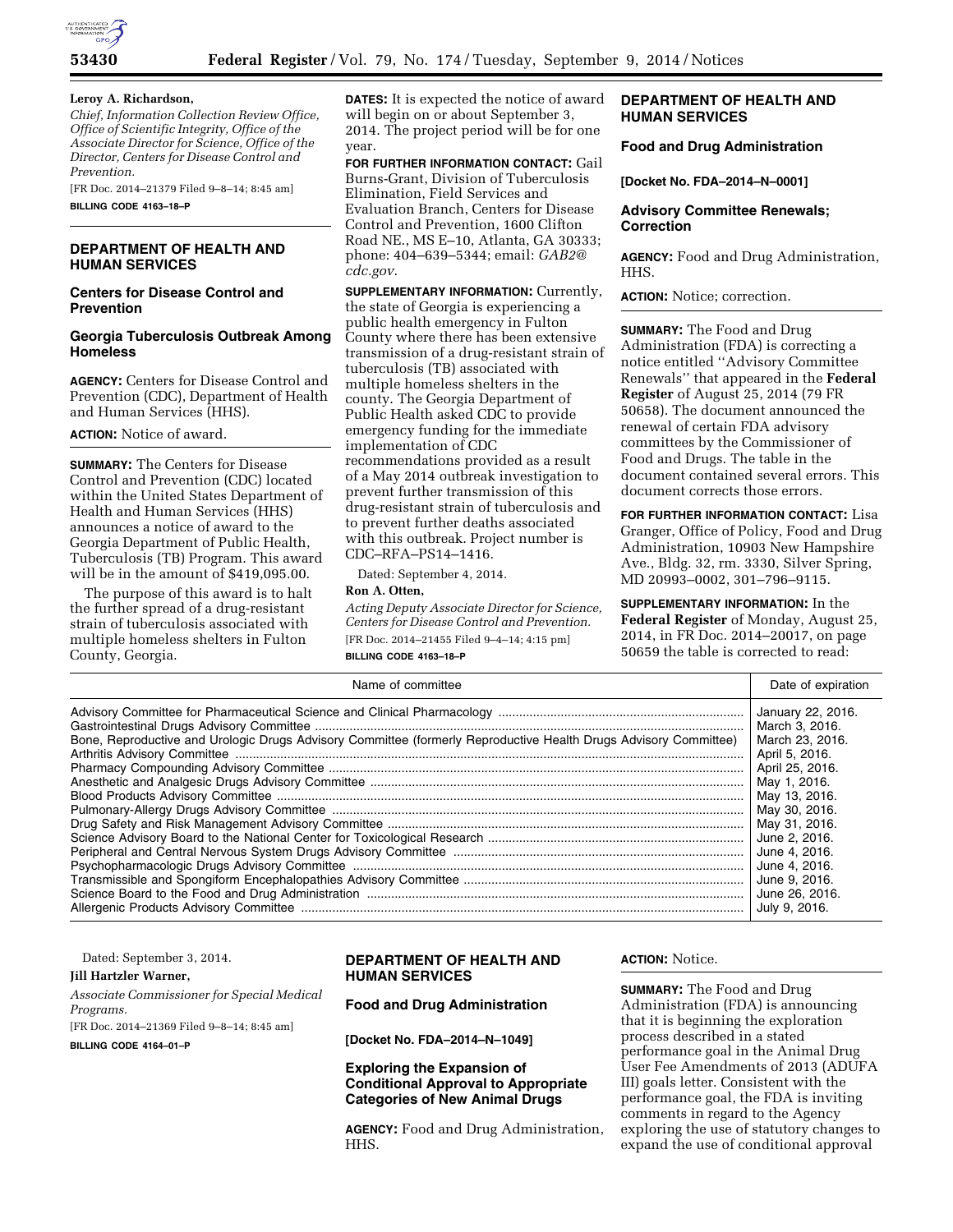**Leroy A. Richardson,**

*Chief, Information Collection Review Office, Office of Scientific Integrity, Office of the Associate Director for Science, Office of the Director, Centers for Disease Control and Prevention.*

[FR Doc. 2014–21379 Filed 9–8–14; 8:45 am]

**BILLING CODE 4163–18–P**

## DEPARTMENT OF HEALTH AND HUMAN SERVICES

### Centers for Disease Control and Prevention

### Georgia Tuberculosis Outbreak Among Homeless

**AGENCY:** Centers for Disease Control and Prevention (CDC), Department of Health and Human Services (HHS).

**ACTION:** Notice of award.

**SUMMARY:** The Centers for Disease Control and Prevention (CDC) located within the United States Department of Health and Human Services (HHS) announces a notice of award to the Georgia Department of Public Health, Tuberculosis (TB) Program. This award will be in the amount of $419,095.00.

The purpose of this award is to halt the further spread of a drug-resistant strain of tuberculosis associated with multiple homeless shelters in Fulton County, Georgia.

**DATES:** It is expected the notice of award will begin on or about September 3, 2014. The project period will be for one year.

**FOR FURTHER INFORMATION CONTACT:** Gail Burns-Grant, Division of Tuberculosis Elimination, Field Services and Evaluation Branch, Centers for Disease Control and Prevention, 1600 Clifton Road NE., MS E–10, Atlanta, GA 30333; phone: 404–639–5344; email: *GAB2@cdc.gov*.

**SUPPLEMENTARY INFORMATION:** Currently, the state of Georgia is experiencing a public health emergency in Fulton County where there has been extensive transmission of a drug-resistant strain of tuberculosis (TB) associated with multiple homeless shelters in the county. The Georgia Department of Public Health asked CDC to provide emergency funding for the immediate implementation of CDC recommendations provided as a result of a May 2014 outbreak investigation to prevent further transmission of this drug-resistant strain of tuberculosis and to prevent further deaths associated with this outbreak. Project number is CDC–RFA–PS14–1416.

Dated: September 4, 2014.

**Ron A. Otten,**

*Acting Deputy Associate Director for Science, Centers for Disease Control and Prevention.*

[FR Doc. 2014–21455 Filed 9–4–14; 4:15 pm]

**BILLING CODE 4163–18–P**

## DEPARTMENT OF HEALTH AND HUMAN SERVICES

### Food and Drug Administration

**[Docket No. FDA–2014–N–0001]**

### Advisory Committee Renewals; Correction

**AGENCY:** Food and Drug Administration, HHS.

**ACTION:** Notice; correction.

**SUMMARY:** The Food and Drug Administration (FDA) is correcting a notice entitled ''Advisory Committee Renewals'' that appeared in the **Federal Register** of August 25, 2014 (79 FR 50658). The document announced the renewal of certain FDA advisory committees by the Commissioner of Food and Drugs. The table in the document contained several errors. This document corrects those errors.

**FOR FURTHER INFORMATION CONTACT:** Lisa Granger, Office of Policy, Food and Drug Administration, 10903 New Hampshire Ave., Bldg. 32, rm. 3330, Silver Spring, MD 20993–0002, 301–796–9115.

**SUPPLEMENTARY INFORMATION:** In the **Federal Register** of Monday, August 25, 2014, in FR Doc. 2014–20017, on page 50659 the table is corrected to read:

| Name of committee | Date of expiration |
|---|---|
| Advisory Committee for Pharmaceutical Science and Clinical Pharmacology | January 22, 2016. |
| Gastrointestinal Drugs Advisory Committee | March 3, 2016. |
| Bone, Reproductive and Urologic Drugs Advisory Committee (formerly Reproductive Health Drugs Advisory Committee) | March 23, 2016. |
| Arthritis Advisory Committee | April 5, 2016. |
| Pharmacy Compounding Advisory Committee | April 25, 2016. |
| Anesthetic and Analgesic Drugs Advisory Committee | May 1, 2016. |
| Blood Products Advisory Committee | May 13, 2016. |
| Pulmonary-Allergy Drugs Advisory Committee | May 30, 2016. |
| Drug Safety and Risk Management Advisory Committee | May 31, 2016. |
| Science Advisory Board to the National Center for Toxicological Research | June 2, 2016. |
| Peripheral and Central Nervous System Drugs Advisory Committee | June 4, 2016. |
| Psychopharmacologic Drugs Advisory Committee | June 4, 2016. |
| Transmissible and Spongiform Encephalopathies Advisory Committee | June 9, 2016. |
| Science Board to the Food and Drug Administration | June 26, 2016. |
| Allergenic Products Advisory Committee | July 9, 2016. |

Dated: September 3, 2014.

**Jill Hartzler Warner,**

*Associate Commissioner for Special Medical Programs.*

[FR Doc. 2014–21369 Filed 9–8–14; 8:45 am]

**BILLING CODE 4164–01–P**

## DEPARTMENT OF HEALTH AND HUMAN SERVICES

### Food and Drug Administration

**[Docket No. FDA–2014–N–1049]**

### Exploring the Expansion of Conditional Approval to Appropriate Categories of New Animal Drugs

**AGENCY:** Food and Drug Administration, HHS.

**ACTION:** Notice.

**SUMMARY:** The Food and Drug Administration (FDA) is announcing that it is beginning the exploration process described in a stated performance goal in the Animal Drug User Fee Amendments of 2013 (ADUFA III) goals letter. Consistent with the performance goal, the FDA is inviting comments in regard to the Agency exploring the use of statutory changes to expand the use of conditional approval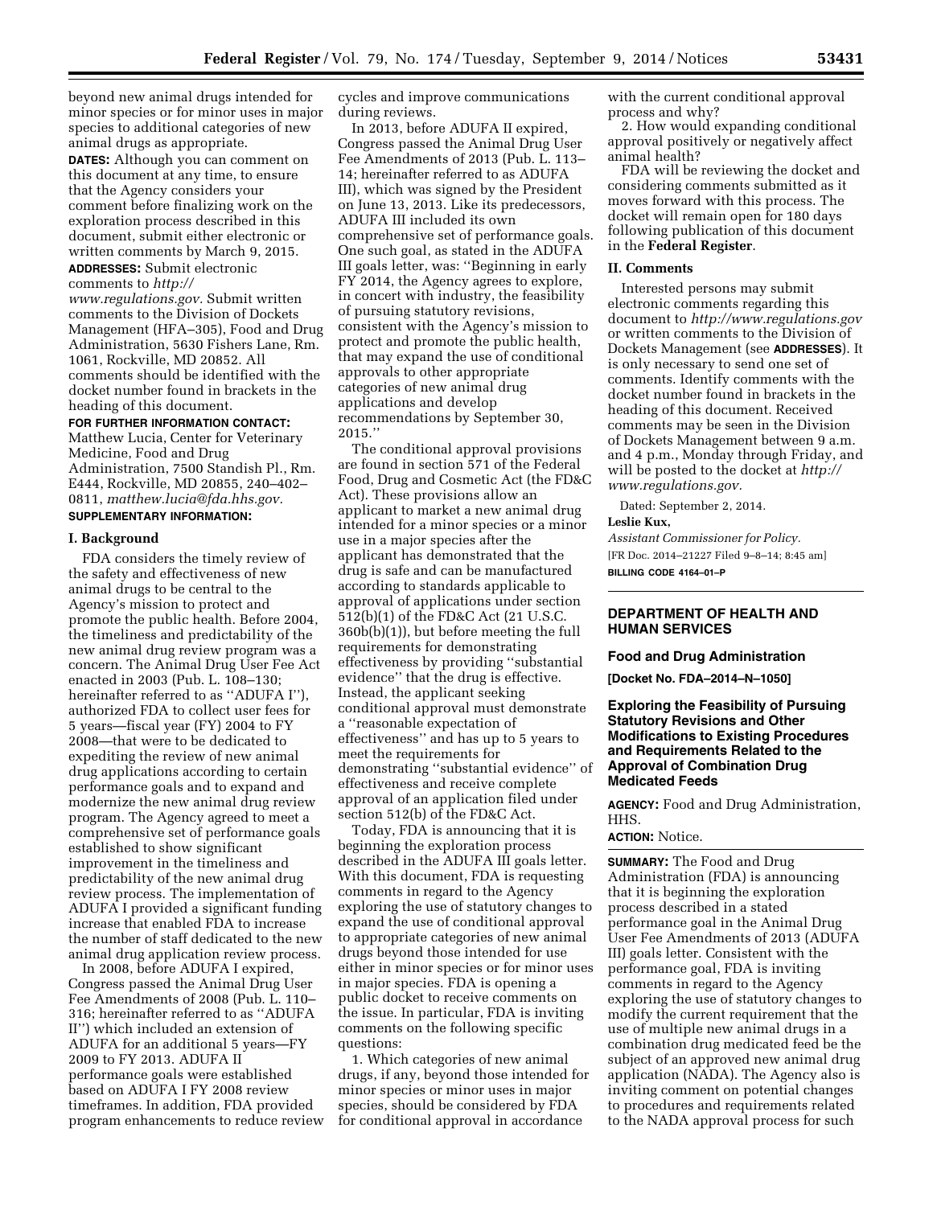beyond new animal drugs intended for minor species or for minor uses in major species to additional categories of new animal drugs as appropriate.

**DATES:** Although you can comment on this document at any time, to ensure that the Agency considers your comment before finalizing work on the exploration process described in this document, submit either electronic or written comments by March 9, 2015.

**ADDRESSES:** Submit electronic comments to *http://www.regulations.gov.* Submit written comments to the Division of Dockets Management (HFA–305), Food and Drug Administration, 5630 Fishers Lane, Rm. 1061, Rockville, MD 20852. All comments should be identified with the docket number found in brackets in the heading of this document.

**FOR FURTHER INFORMATION CONTACT:** Matthew Lucia, Center for Veterinary Medicine, Food and Drug Administration, 7500 Standish Pl., Rm. E444, Rockville, MD 20855, 240–402–0811, *matthew.lucia@fda.hhs.gov.*

**SUPPLEMENTARY INFORMATION:**

## I. Background

FDA considers the timely review of the safety and effectiveness of new animal drugs to be central to the Agency's mission to protect and promote the public health. Before 2004, the timeliness and predictability of the new animal drug review program was a concern. The Animal Drug User Fee Act enacted in 2003 (Pub. L. 108–130; hereinafter referred to as ''ADUFA I''), authorized FDA to collect user fees for 5 years—fiscal year (FY) 2004 to FY 2008—that were to be dedicated to expediting the review of new animal drug applications according to certain performance goals and to expand and modernize the new animal drug review program. The Agency agreed to meet a comprehensive set of performance goals established to show significant improvement in the timeliness and predictability of the new animal drug review process. The implementation of ADUFA I provided a significant funding increase that enabled FDA to increase the number of staff dedicated to the new animal drug application review process.

In 2008, before ADUFA I expired, Congress passed the Animal Drug User Fee Amendments of 2008 (Pub. L. 110–316; hereinafter referred to as ''ADUFA II'') which included an extension of ADUFA for an additional 5 years—FY 2009 to FY 2013. ADUFA II performance goals were established based on ADUFA I FY 2008 review timeframes. In addition, FDA provided program enhancements to reduce review cycles and improve communications during reviews.

In 2013, before ADUFA II expired, Congress passed the Animal Drug User Fee Amendments of 2013 (Pub. L. 113–14; hereinafter referred to as ADUFA III), which was signed by the President on June 13, 2013. Like its predecessors, ADUFA III included its own comprehensive set of performance goals. One such goal, as stated in the ADUFA III goals letter, was: ''Beginning in early FY 2014, the Agency agrees to explore, in concert with industry, the feasibility of pursuing statutory revisions, consistent with the Agency's mission to protect and promote the public health, that may expand the use of conditional approvals to other appropriate categories of new animal drug applications and develop recommendations by September 30, 2015.''

The conditional approval provisions are found in section 571 of the Federal Food, Drug and Cosmetic Act (the FD&C Act). These provisions allow an applicant to market a new animal drug intended for a minor species or a minor use in a major species after the applicant has demonstrated that the drug is safe and can be manufactured according to standards applicable to approval of applications under section 512(b)(1) of the FD&C Act (21 U.S.C. 360b(b)(1)), but before meeting the full requirements for demonstrating effectiveness by providing ''substantial evidence'' that the drug is effective. Instead, the applicant seeking conditional approval must demonstrate a ''reasonable expectation of effectiveness'' and has up to 5 years to meet the requirements for demonstrating ''substantial evidence'' of effectiveness and receive complete approval of an application filed under section 512(b) of the FD&C Act.

Today, FDA is announcing that it is beginning the exploration process described in the ADUFA III goals letter. With this document, FDA is requesting comments in regard to the Agency exploring the use of statutory changes to expand the use of conditional approval to appropriate categories of new animal drugs beyond those intended for use either in minor species or for minor uses in major species. FDA is opening a public docket to receive comments on the issue. In particular, FDA is inviting comments on the following specific questions:

1. Which categories of new animal drugs, if any, beyond those intended for minor species or minor uses in major species, should be considered by FDA for conditional approval in accordance with the current conditional approval process and why?
2. How would expanding conditional approval positively or negatively affect animal health?

FDA will be reviewing the docket and considering comments submitted as it moves forward with this process. The docket will remain open for 180 days following publication of this document in the **Federal Register**.

## II. Comments

Interested persons may submit electronic comments regarding this document to *http://www.regulations.gov* or written comments to the Division of Dockets Management (see **ADDRESSES**). It is only necessary to send one set of comments. Identify comments with the docket number found in brackets in the heading of this document. Received comments may be seen in the Division of Dockets Management between 9 a.m. and 4 p.m., Monday through Friday, and will be posted to the docket at *http://www.regulations.gov.*

Dated: September 2, 2014.

**Leslie Kux,**

*Assistant Commissioner for Policy.*

[FR Doc. 2014–21227 Filed 9–8–14; 8:45 am]

**BILLING CODE 4164–01–P**

---

**DEPARTMENT OF HEALTH AND HUMAN SERVICES**

**Food and Drug Administration**

**[Docket No. FDA–2014–N–1050]**

## Exploring the Feasibility of Pursuing Statutory Revisions and Other Modifications to Existing Procedures and Requirements Related to the Approval of Combination Drug Medicated Feeds

**AGENCY:** Food and Drug Administration, HHS.

**ACTION:** Notice.

**SUMMARY:** The Food and Drug Administration (FDA) is announcing that it is beginning the exploration process described in a stated performance goal in the Animal Drug User Fee Amendments of 2013 (ADUFA III) goals letter. Consistent with the performance goal, FDA is inviting comments in regard to the Agency exploring the use of statutory changes to modify the current requirement that the use of multiple new animal drugs in a combination drug medicated feed be the subject of an approved new animal drug application (NADA). The Agency also is inviting comment on potential changes to procedures and requirements related to the NADA approval process for such